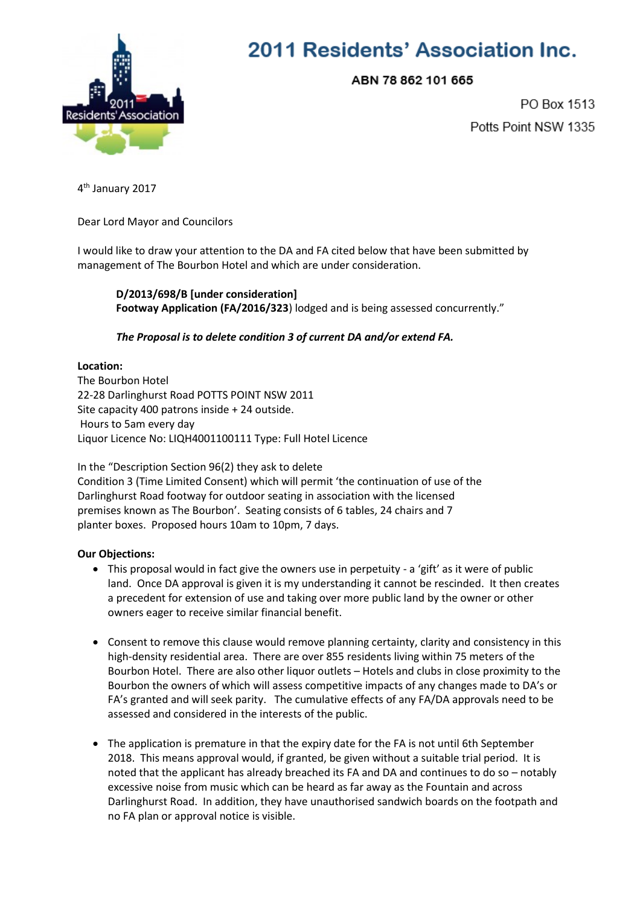# 2011 Residents' Association Inc.

**ABN 78 862 101 665**

PO Box 1513
Potts Point NSW 1335

4th January 2017

Dear Lord Mayor and Councilors

I would like to draw your attention to the DA and FA cited below that have been submitted by management of The Bourbon Hotel and which are under consideration.

> **D/2013/698/B [under consideration]**
> **Footway Application (FA/2016/323**) lodged and is being assessed concurrently."
>
> ***The Proposal is to delete condition 3 of current DA and/or extend FA.***

**Location:**
The Bourbon Hotel
22-28 Darlinghurst Road POTTS POINT NSW 2011
Site capacity 400 patrons inside + 24 outside.
Hours to 5am every day
Liquor Licence No: LIQH4001100111 Type: Full Hotel Licence

In the "Description Section 96(2) they ask to delete
Condition 3 (Time Limited Consent) which will permit 'the continuation of use of the Darlinghurst Road footway for outdoor seating in association with the licensed premises known as The Bourbon'. Seating consists of 6 tables, 24 chairs and 7 planter boxes. Proposed hours 10am to 10pm, 7 days.

**Our Objections:**

- This proposal would in fact give the owners use in perpetuity - a 'gift' as it were of public land. Once DA approval is given it is my understanding it cannot be rescinded. It then creates a precedent for extension of use and taking over more public land by the owner or other owners eager to receive similar financial benefit.

- Consent to remove this clause would remove planning certainty, clarity and consistency in this high-density residential area. There are over 855 residents living within 75 meters of the Bourbon Hotel. There are also other liquor outlets – Hotels and clubs in close proximity to the Bourbon the owners of which will assess competitive impacts of any changes made to DA's or FA's granted and will seek parity. The cumulative effects of any FA/DA approvals need to be assessed and considered in the interests of the public.

- The application is premature in that the expiry date for the FA is not until 6th September 2018. This means approval would, if granted, be given without a suitable trial period. It is noted that the applicant has already breached its FA and DA and continues to do so – notably excessive noise from music which can be heard as far away as the Fountain and across Darlinghurst Road. In addition, they have unauthorised sandwich boards on the footpath and no FA plan or approval notice is visible.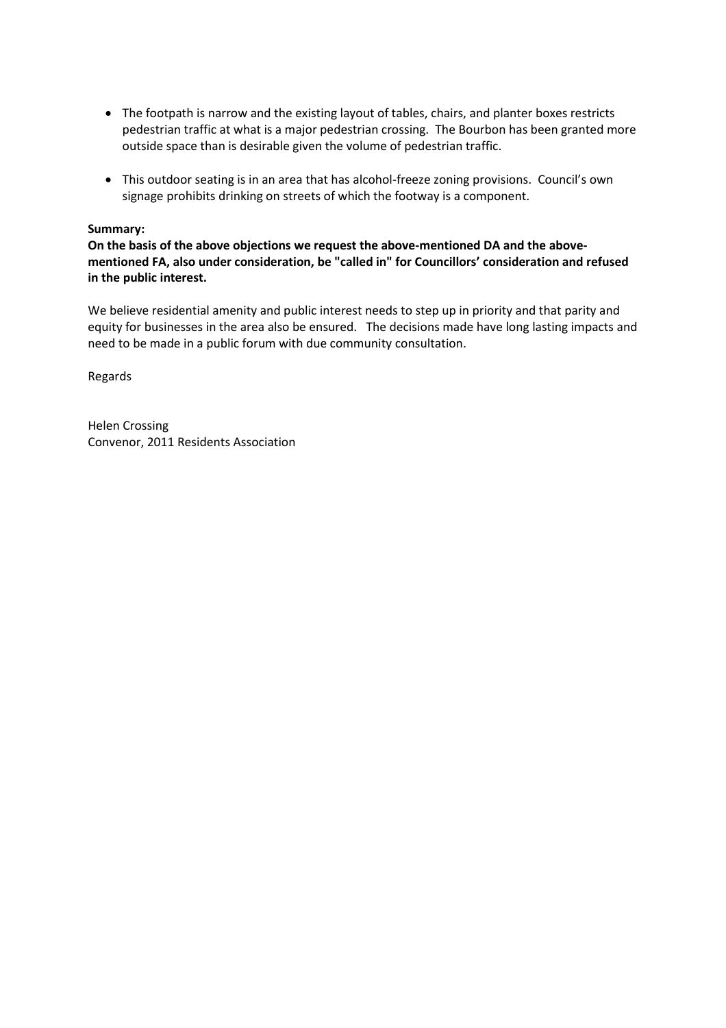- The footpath is narrow and the existing layout of tables, chairs, and planter boxes restricts pedestrian traffic at what is a major pedestrian crossing. The Bourbon has been granted more outside space than is desirable given the volume of pedestrian traffic.
- This outdoor seating is in an area that has alcohol-freeze zoning provisions. Council's own signage prohibits drinking on streets of which the footway is a component.

**Summary:**

**On the basis of the above objections we request the above-mentioned DA and the above-mentioned FA, also under consideration, be "called in" for Councillors' consideration and refused in the public interest.**

We believe residential amenity and public interest needs to step up in priority and that parity and equity for businesses in the area also be ensured. The decisions made have long lasting impacts and need to be made in a public forum with due community consultation.

Regards

Helen Crossing
Convenor, 2011 Residents Association